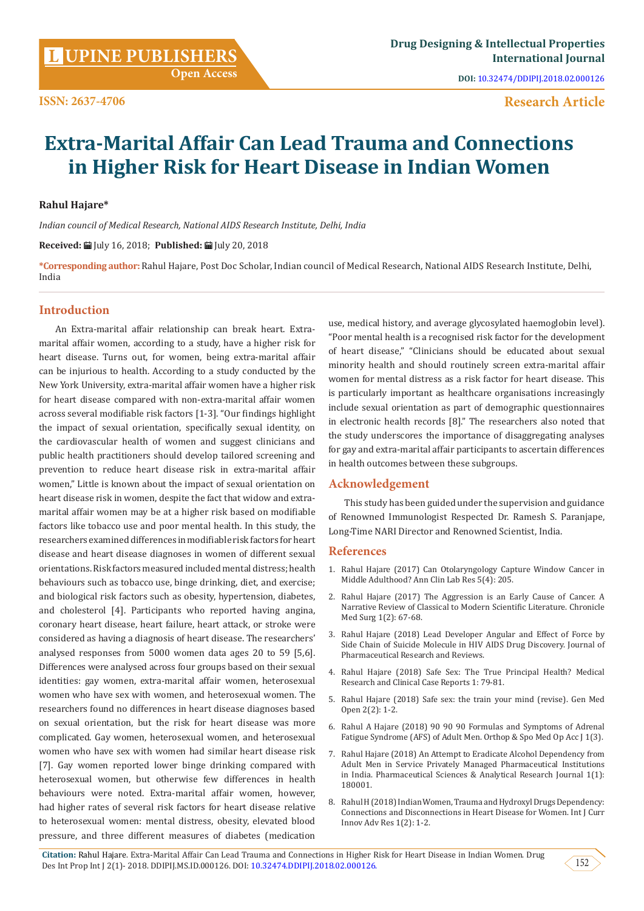**ISSN: 2637-4706**

**Drug Designing & Intellectual Properties International Journal**

**DOI:** 10.32474/DDIPIJ.2018.02.000126

**Research Article**

# Extra-Marital Affair Can Lead Trauma and Connections in Higher Risk for Heart Disease in Indian Women

**Rahul Hajare***

*Indian council of Medical Research, National AIDS Research Institute, Delhi, India*

**Received:** July 16, 2018; **Published:** July 20, 2018

**\*Corresponding author:** Rahul Hajare, Post Doc Scholar, Indian council of Medical Research, National AIDS Research Institute, Delhi, India

## Introduction

An Extra-marital affair relationship can break heart. Extra-marital affair women, according to a study, have a higher risk for heart disease. Turns out, for women, being extra-marital affair can be injurious to health. According to a study conducted by the New York University, extra-marital affair women have a higher risk for heart disease compared with non-extra-marital affair women across several modifiable risk factors [1-3]. "Our findings highlight the impact of sexual orientation, specifically sexual identity, on the cardiovascular health of women and suggest clinicians and public health practitioners should develop tailored screening and prevention to reduce heart disease risk in extra-marital affair women," Little is known about the impact of sexual orientation on heart disease risk in women, despite the fact that widow and extra-marital affair women may be at a higher risk based on modifiable factors like tobacco use and poor mental health. In this study, the researchers examined differences in modifiable risk factors for heart disease and heart disease diagnoses in women of different sexual orientations. Risk factors measured included mental distress; health behaviours such as tobacco use, binge drinking, diet, and exercise; and biological risk factors such as obesity, hypertension, diabetes, and cholesterol [4]. Participants who reported having angina, coronary heart disease, heart failure, heart attack, or stroke were considered as having a diagnosis of heart disease. The researchers' analysed responses from 5000 women data ages 20 to 59 [5,6]. Differences were analysed across four groups based on their sexual identities: gay women, extra-marital affair women, heterosexual women who have sex with women, and heterosexual women. The researchers found no differences in heart disease diagnoses based on sexual orientation, but the risk for heart disease was more complicated. Gay women, heterosexual women, and heterosexual women who have sex with women had similar heart disease risk [7]. Gay women reported lower binge drinking compared with heterosexual women, but otherwise few differences in health behaviours were noted. Extra-marital affair women, however, had higher rates of several risk factors for heart disease relative to heterosexual women: mental distress, obesity, elevated blood pressure, and three different measures of diabetes (medication use, medical history, and average glycosylated haemoglobin level). "Poor mental health is a recognised risk factor for the development of heart disease," "Clinicians should be educated about sexual minority health and should routinely screen extra-marital affair women for mental distress as a risk factor for heart disease. This is particularly important as healthcare organisations increasingly include sexual orientation as part of demographic questionnaires in electronic health records [8]." The researchers also noted that the study underscores the importance of disaggregating analyses for gay and extra-marital affair participants to ascertain differences in health outcomes between these subgroups.

## Acknowledgement

This study has been guided under the supervision and guidance of Renowned Immunologist Respected Dr. Ramesh S. Paranjape, Long-Time NARI Director and Renowned Scientist, India.

## References

1. Rahul Hajare (2017) Can Otolaryngology Capture Window Cancer in Middle Adulthood? Ann Clin Lab Res 5(4): 205.
2. Rahul Hajare (2017) The Aggression is an Early Cause of Cancer. A Narrative Review of Classical to Modern Scientific Literature. Chronicle Med Surg 1(2): 67-68.
3. Rahul Hajare (2018) Lead Developer Angular and Effect of Force by Side Chain of Suicide Molecule in HIV AIDS Drug Discovery. Journal of Pharmaceutical Research and Reviews.
4. Rahul Hajare (2018) Safe Sex: The True Principal Health? Medical Research and Clinical Case Reports 1: 79-81.
5. Rahul Hajare (2018) Safe sex: the train your mind (revise). Gen Med Open 2(2): 1-2.
6. Rahul A Hajare (2018) 90 90 90 Formulas and Symptoms of Adrenal Fatigue Syndrome (AFS) of Adult Men. Orthop & Spo Med Op Acc J 1(3).
7. Rahul Hajare (2018) An Attempt to Eradicate Alcohol Dependency from Adult Men in Service Privately Managed Pharmaceutical Institutions in India. Pharmaceutical Sciences & Analytical Research Journal 1(1): 180001.
8. Rahul H (2018) Indian Women, Trauma and Hydroxyl Drugs Dependency: Connections and Disconnections in Heart Disease for Women. Int J Curr Innov Adv Res 1(2): 1-2.

**Citation:** Rahul Hajare. Extra-Marital Affair Can Lead Trauma and Connections in Higher Risk for Heart Disease in Indian Women. Drug Des Int Prop Int J 2(1)- 2018. DDIPIJ.MS.ID.000126. DOI: 10.32474.DDIPIJ.2018.02.000126.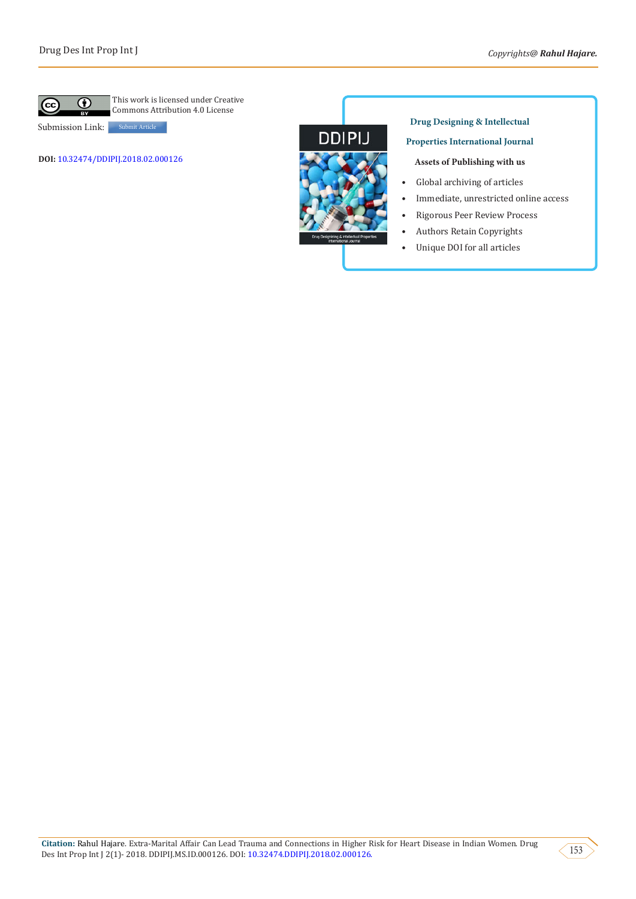This work is licensed under Creative Commons Attribution 4.0 License

Submission Link: Submit Article

**DOI:** 10.32474/DDIPIJ.2018.02.000126

**Drug Designing & Intellectual Properties International Journal**

**Assets of Publishing with us**

- Global archiving of articles
- Immediate, unrestricted online access
- Rigorous Peer Review Process
- Authors Retain Copyrights
- Unique DOI for all articles

**Citation:** Rahul Hajare. Extra-Marital Affair Can Lead Trauma and Connections in Higher Risk for Heart Disease in Indian Women. Drug Des Int Prop Int J 2(1)- 2018. DDIPIJ.MS.ID.000126. DOI: 10.32474.DDIPIJ.2018.02.000126.